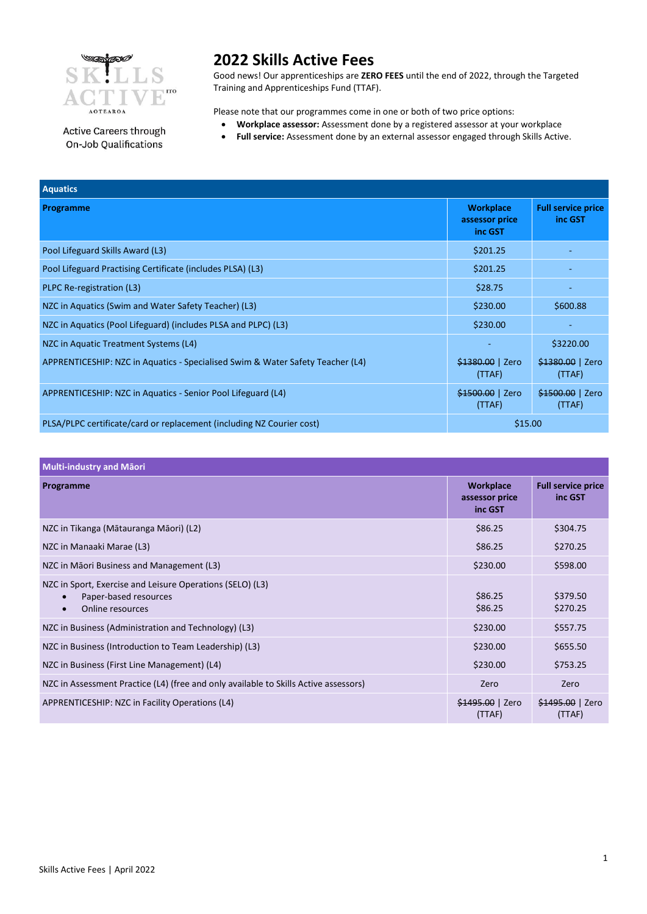Active Careers through On-Job Qualifications

# 2022 Skills Active Fees

Good news! Our apprenticeships are **ZERO FEES** until the end of 2022, through the Targeted Training and Apprenticeships Fund (TTAF).

Please note that our programmes come in one or both of two price options:

- **Workplace assessor:** Assessment done by a registered assessor at your workplace
- **Full service:** Assessment done by an external assessor engaged through Skills Active.

| Aquatics | | |
|---|---|---|
| **Programme** | **Workplace assessor price inc GST** | **Full service price inc GST** |
| Pool Lifeguard Skills Award (L3) | $201.25 | - |
| Pool Lifeguard Practising Certificate (includes PLSA) (L3) | $201.25 | - |
| PLPC Re-registration (L3) | $28.75 | - |
| NZC in Aquatics (Swim and Water Safety Teacher) (L3) | $230.00 | $600.88 |
| NZC in Aquatics (Pool Lifeguard) (includes PLSA and PLPC) (L3) | $230.00 | - |
| NZC in Aquatic Treatment Systems (L4) | - | $3220.00 |
| APPRENTICESHIP: NZC in Aquatics - Specialised Swim & Water Safety Teacher (L4) | ~~$1380.00~~ \| Zero (TTAF) | ~~$1380.00~~ \| Zero (TTAF) |
| APPRENTICESHIP: NZC in Aquatics - Senior Pool Lifeguard (L4) | ~~$1500.00~~ \| Zero (TTAF) | ~~$1500.00~~ \| Zero (TTAF) |
| PLSA/PLPC certificate/card or replacement (including NZ Courier cost) | $15.00 | |

| Multi-industry and Māori | | |
|---|---|---|
| **Programme** | **Workplace assessor price inc GST** | **Full service price inc GST** |
| NZC in Tikanga (Mātauranga Māori) (L2) | $86.25 | $304.75 |
| NZC in Manaaki Marae (L3) | $86.25 | $270.25 |
| NZC in Māori Business and Management (L3) | $230.00 | $598.00 |
| NZC in Sport, Exercise and Leisure Operations (SELO) (L3) | | |
| • Paper-based resources | $86.25 | $379.50 |
| • Online resources | $86.25 | $270.25 |
| NZC in Business (Administration and Technology) (L3) | $230.00 | $557.75 |
| NZC in Business (Introduction to Team Leadership) (L3) | $230.00 | $655.50 |
| NZC in Business (First Line Management) (L4) | $230.00 | $753.25 |
| NZC in Assessment Practice (L4) (free and only available to Skills Active assessors) | Zero | Zero |
| APPRENTICESHIP: NZC in Facility Operations (L4) | ~~$1495.00~~ \| Zero (TTAF) | ~~$1495.00~~ \| Zero (TTAF) |

Skills Active Fees | April 2022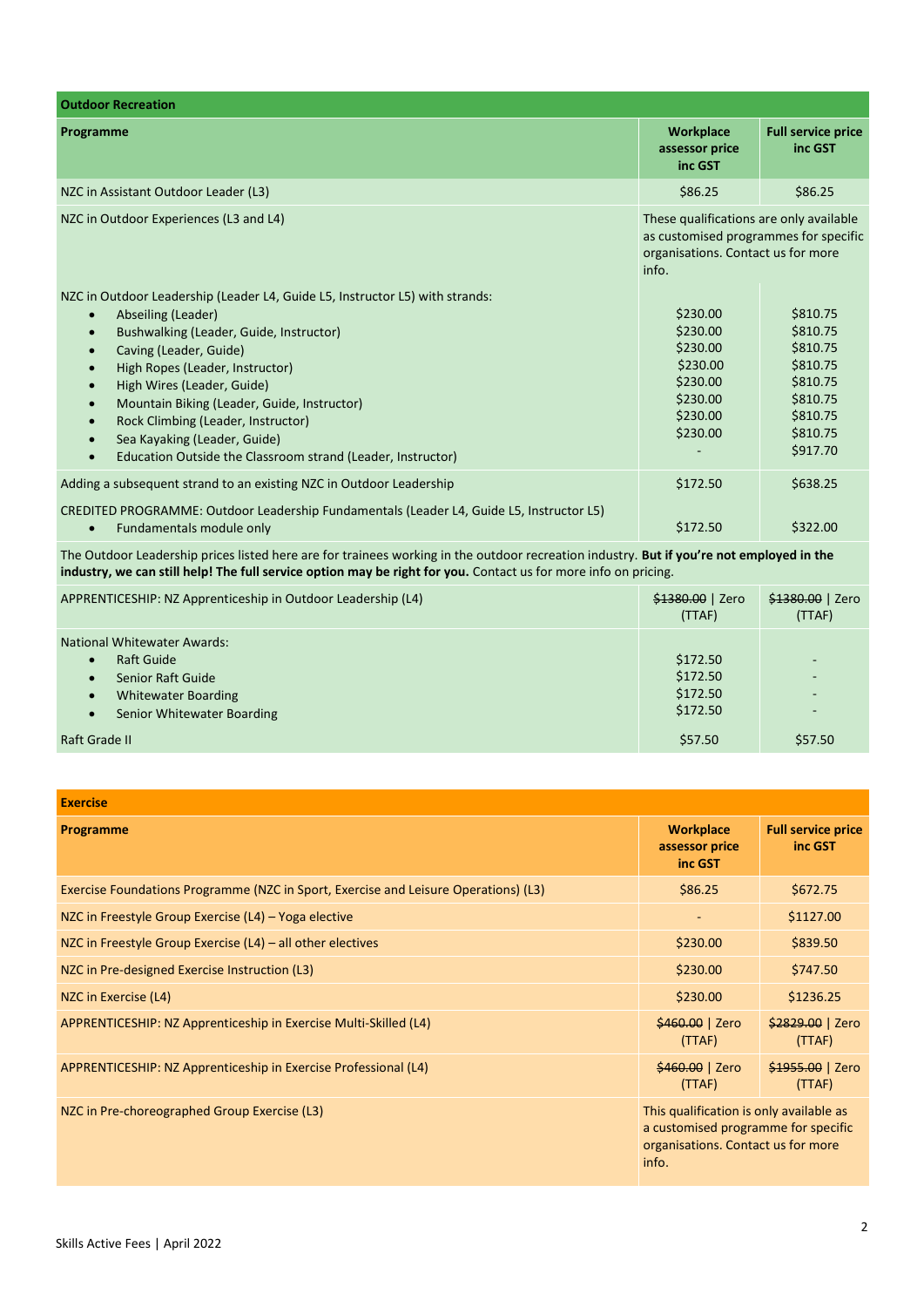## Outdoor Recreation

| Programme | Workplace assessor price inc GST | Full service price inc GST |
|---|---|---|
| NZC in Assistant Outdoor Leader (L3) | $86.25 | $86.25 |
| NZC in Outdoor Experiences (L3 and L4) | These qualifications are only available as customised programmes for specific organisations. Contact us for more info. | |
| NZC in Outdoor Leadership (Leader L4, Guide L5, Instructor L5) with strands: | | |
| • Abseiling (Leader) | $230.00 | $810.75 |
| • Bushwalking (Leader, Guide, Instructor) | $230.00 | $810.75 |
| • Caving (Leader, Guide) | $230.00 | $810.75 |
| • High Ropes (Leader, Instructor) | $230.00 | $810.75 |
| • High Wires (Leader, Guide) | $230.00 | $810.75 |
| • Mountain Biking (Leader, Guide, Instructor) | $230.00 | $810.75 |
| • Rock Climbing (Leader, Instructor) | $230.00 | $810.75 |
| • Sea Kayaking (Leader, Guide) | $230.00 | $810.75 |
| • Education Outside the Classroom strand (Leader, Instructor) | - | $917.70 |
| Adding a subsequent strand to an existing NZC in Outdoor Leadership | $172.50 | $638.25 |
| CREDITED PROGRAMME: Outdoor Leadership Fundamentals (Leader L4, Guide L5, Instructor L5) | | |
| • Fundamentals module only | $172.50 | $322.00 |
| The Outdoor Leadership prices listed here are for trainees working in the outdoor recreation industry. **But if you're not employed in the industry, we can still help! The full service option may be right for you.** Contact us for more info on pricing. | | |
| APPRENTICESHIP: NZ Apprenticeship in Outdoor Leadership (L4) | ~~$1380.00~~ \| Zero (TTAF) | ~~$1380.00~~ \| Zero (TTAF) |
| National Whitewater Awards: | | |
| • Raft Guide | $172.50 | - |
| • Senior Raft Guide | $172.50 | - |
| • Whitewater Boarding | $172.50 | - |
| • Senior Whitewater Boarding | $172.50 | - |
| Raft Grade II | $57.50 | $57.50 |

## Exercise

| Programme | Workplace assessor price inc GST | Full service price inc GST |
|---|---|---|
| Exercise Foundations Programme (NZC in Sport, Exercise and Leisure Operations) (L3) | $86.25 | $672.75 |
| NZC in Freestyle Group Exercise (L4) – Yoga elective | - | $1127.00 |
| NZC in Freestyle Group Exercise (L4) – all other electives | $230.00 | $839.50 |
| NZC in Pre-designed Exercise Instruction (L3) | $230.00 | $747.50 |
| NZC in Exercise (L4) | $230.00 | $1236.25 |
| APPRENTICESHIP: NZ Apprenticeship in Exercise Multi-Skilled (L4) | ~~$460.00~~ \| Zero (TTAF) | ~~$2829.00~~ \| Zero (TTAF) |
| APPRENTICESHIP: NZ Apprenticeship in Exercise Professional (L4) | ~~$460.00~~ \| Zero (TTAF) | ~~$1955.00~~ \| Zero (TTAF) |
| NZC in Pre-choreographed Group Exercise (L3) | This qualification is only available as a customised programme for specific organisations. Contact us for more info. | |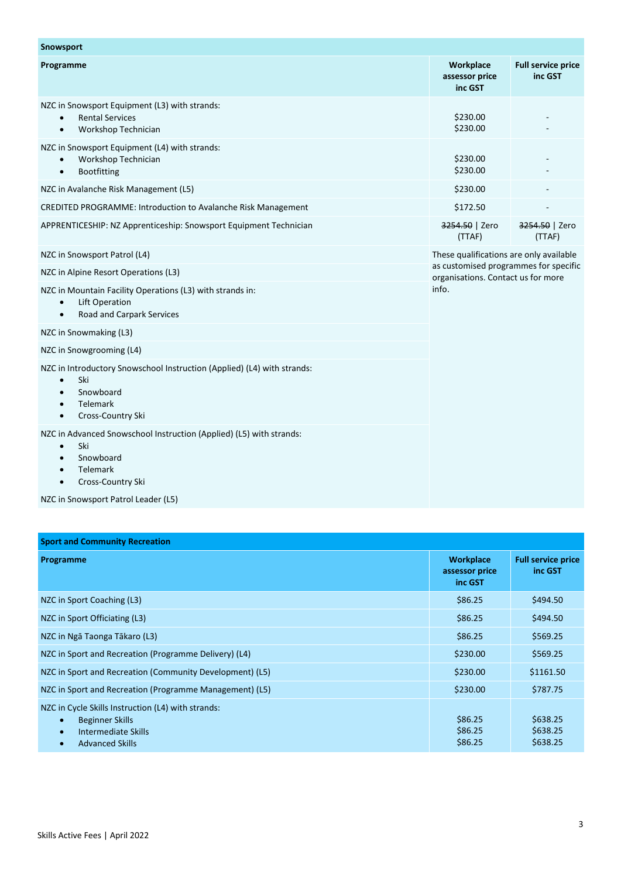## Snowsport

| Programme | Workplace assessor price inc GST | Full service price inc GST |
|---|---|---|
| NZC in Snowsport Equipment (L3) with strands:<br>• Rental Services<br>• Workshop Technician | <br>$230.00<br>$230.00 | <br>-<br>- |
| NZC in Snowsport Equipment (L4) with strands:<br>• Workshop Technician<br>• Bootfitting | <br>$230.00<br>$230.00 | <br>-<br>- |
| NZC in Avalanche Risk Management (L5) | $230.00 | - |
| CREDITED PROGRAMME: Introduction to Avalanche Risk Management | $172.50 | - |
| APPRENTICESHIP: NZ Apprenticeship: Snowsport Equipment Technician | ~~3254.50~~ \| Zero (TTAF) | ~~3254.50~~ \| Zero (TTAF) |
| NZC in Snowsport Patrol (L4) | These qualifications are only available as customised programmes for specific organisations. Contact us for more info. | |
| NZC in Alpine Resort Operations (L3) | | |
| NZC in Mountain Facility Operations (L3) with strands in:<br>• Lift Operation<br>• Road and Carpark Services | | |
| NZC in Snowmaking (L3) | | |
| NZC in Snowgrooming (L4) | | |
| NZC in Introductory Snowschool Instruction (Applied) (L4) with strands:<br>• Ski<br>• Snowboard<br>• Telemark<br>• Cross-Country Ski | | |
| NZC in Advanced Snowschool Instruction (Applied) (L5) with strands:<br>• Ski<br>• Snowboard<br>• Telemark<br>• Cross-Country Ski | | |
| NZC in Snowsport Patrol Leader (L5) | | |

## Sport and Community Recreation

| Programme | Workplace assessor price inc GST | Full service price inc GST |
|---|---|---|
| NZC in Sport Coaching (L3) | $86.25 | $494.50 |
| NZC in Sport Officiating (L3) | $86.25 | $494.50 |
| NZC in Ngā Taonga Tākaro (L3) | $86.25 | $569.25 |
| NZC in Sport and Recreation (Programme Delivery) (L4) | $230.00 | $569.25 |
| NZC in Sport and Recreation (Community Development) (L5) | $230.00 | $1161.50 |
| NZC in Sport and Recreation (Programme Management) (L5) | $230.00 | $787.75 |
| NZC in Cycle Skills Instruction (L4) with strands:<br>• Beginner Skills<br>• Intermediate Skills<br>• Advanced Skills | <br>$86.25<br>$86.25<br>$86.25 | <br>$638.25<br>$638.25<br>$638.25 |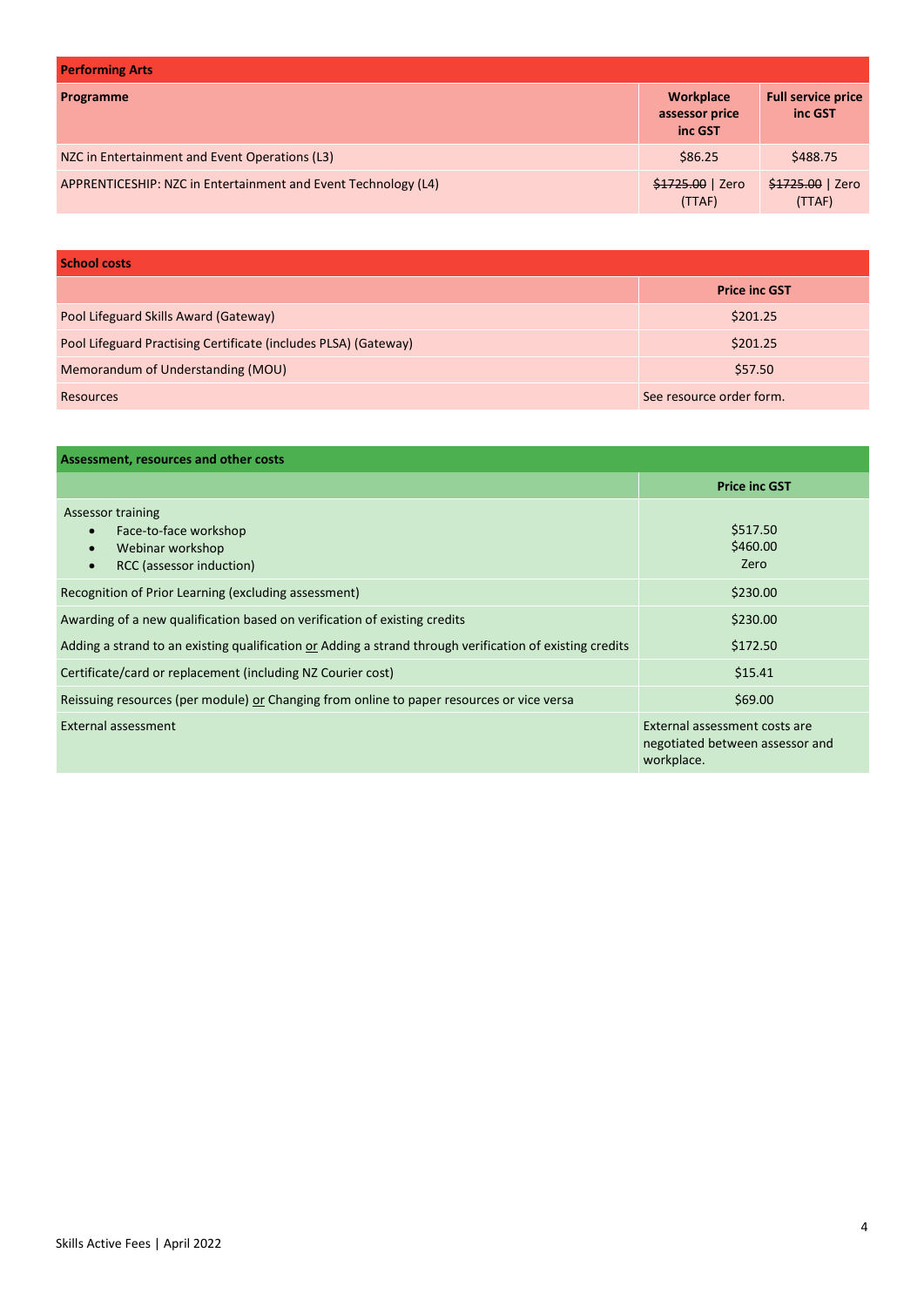| Performing Arts | | |
|---|---|---|
| **Programme** | **Workplace assessor price inc GST** | **Full service price inc GST** |
| NZC in Entertainment and Event Operations (L3) | $86.25 | $488.75 |
| APPRENTICESHIP: NZC in Entertainment and Event Technology (L4) | ~~$1725.00~~ \| Zero (TTAF) | ~~$1725.00~~ \| Zero (TTAF) |

| School costs | |
|---|---|
| | **Price inc GST** |
| Pool Lifeguard Skills Award (Gateway) | $201.25 |
| Pool Lifeguard Practising Certificate (includes PLSA) (Gateway) | $201.25 |
| Memorandum of Understanding (MOU) | $57.50 |
| Resources | See resource order form. |

| Assessment, resources and other costs | |
|---|---|
| | **Price inc GST** |
| Assessor training<br>• Face-to-face workshop<br>• Webinar workshop<br>• RCC (assessor induction) | <br>$517.50<br>$460.00<br>Zero |
| Recognition of Prior Learning (excluding assessment) | $230.00 |
| Awarding of a new qualification based on verification of existing credits | $230.00 |
| Adding a strand to an existing qualification <u>or</u> Adding a strand through verification of existing credits | $172.50 |
| Certificate/card or replacement (including NZ Courier cost) | $15.41 |
| Reissuing resources (per module) <u>or</u> Changing from online to paper resources or vice versa | $69.00 |
| External assessment | External assessment costs are negotiated between assessor and workplace. |

Skills Active Fees | April 2022